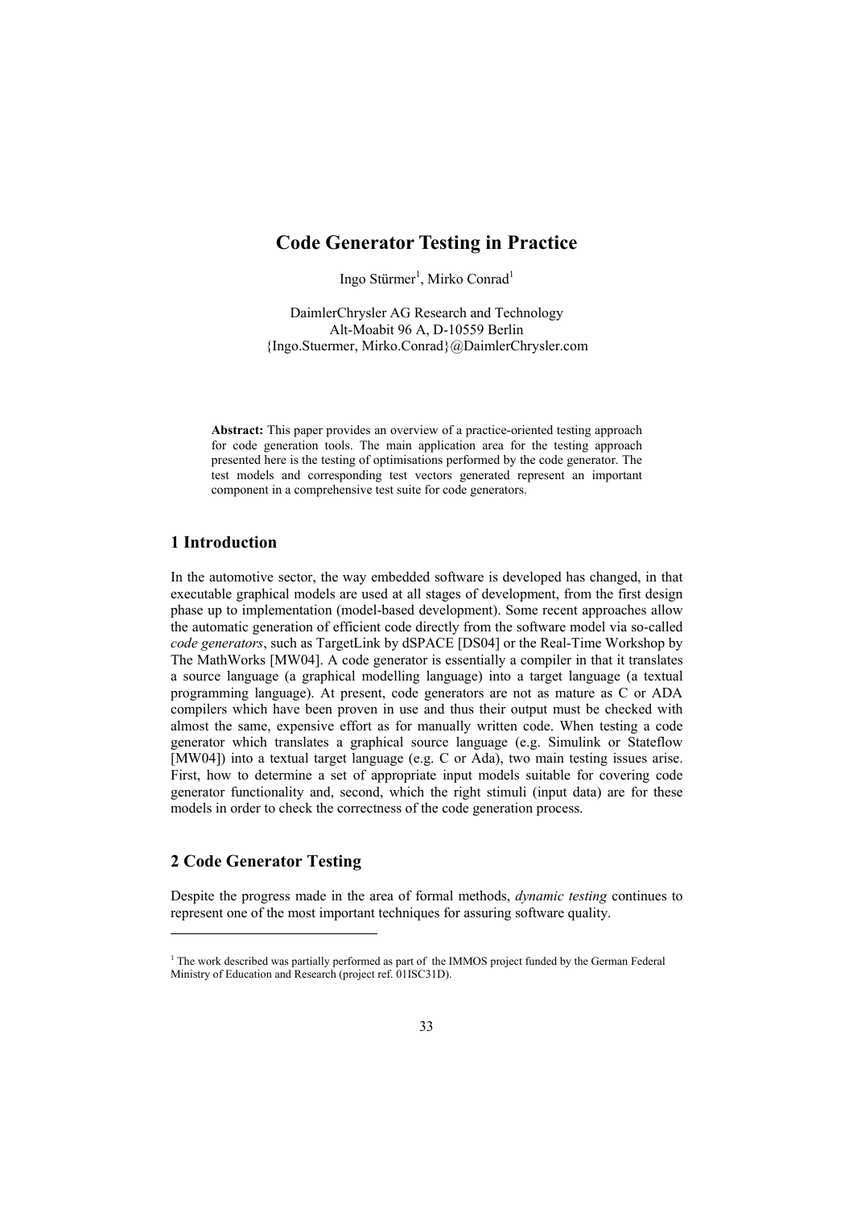# Code Generator Testing in Practice

Ingo Stürmer[1], Mirko Conrad[1]

DaimlerChrysler AG Research and Technology
Alt-Moabit 96 A, D-10559 Berlin
{Ingo.Stuermer, Mirko.Conrad}@DaimlerChrysler.com

**Abstract:** This paper provides an overview of a practice-oriented testing approach for code generation tools. The main application area for the testing approach presented here is the testing of optimisations performed by the code generator. The test models and corresponding test vectors generated represent an important component in a comprehensive test suite for code generators.

## 1 Introduction

In the automotive sector, the way embedded software is developed has changed, in that executable graphical models are used at all stages of development, from the first design phase up to implementation (model-based development). Some recent approaches allow the automatic generation of efficient code directly from the software model via so-called *code generators*, such as TargetLink by dSPACE [DS04] or the Real-Time Workshop by The MathWorks [MW04]. A code generator is essentially a compiler in that it translates a source language (a graphical modelling language) into a target language (a textual programming language). At present, code generators are not as mature as C or ADA compilers which have been proven in use and thus their output must be checked with almost the same, expensive effort as for manually written code. When testing a code generator which translates a graphical source language (e.g. Simulink or Stateflow [MW04]) into a textual target language (e.g. C or Ada), two main testing issues arise. First, how to determine a set of appropriate input models suitable for covering code generator functionality and, second, which the right stimuli (input data) are for these models in order to check the correctness of the code generation process.

## 2 Code Generator Testing

Despite the progress made in the area of formal methods, *dynamic testing* continues to represent one of the most important techniques for assuring software quality.

[1] The work described was partially performed as part of the IMMOS project funded by the German Federal Ministry of Education and Research (project ref. 01ISC31D).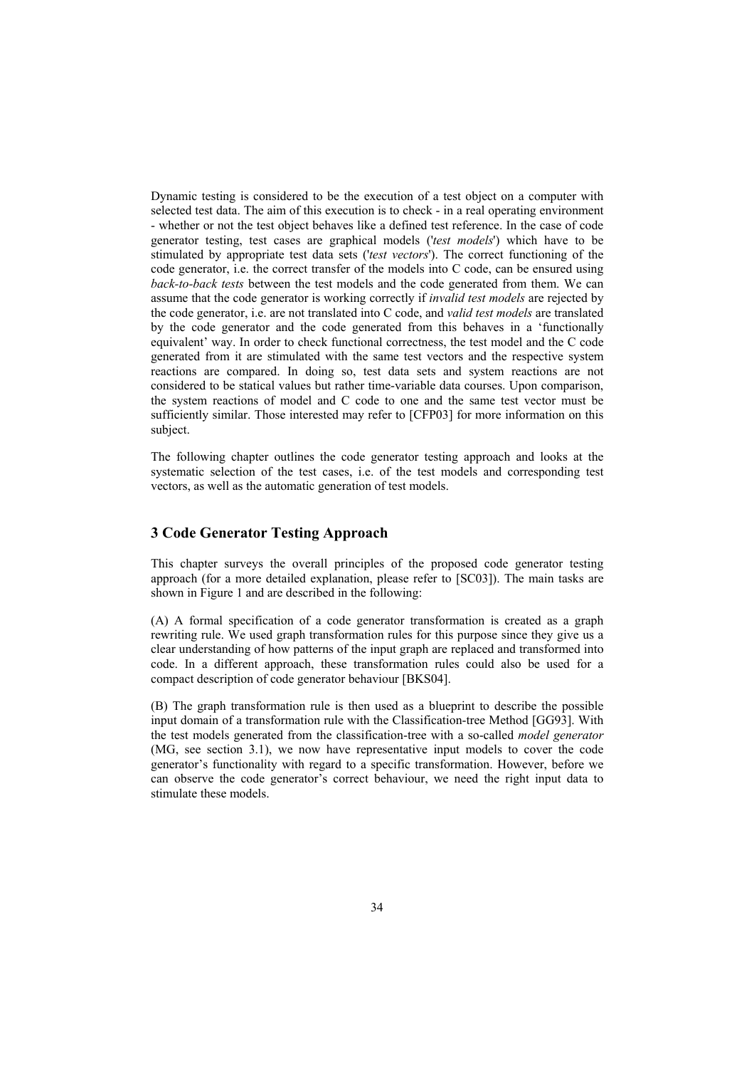Dynamic testing is considered to be the execution of a test object on a computer with selected test data. The aim of this execution is to check - in a real operating environment - whether or not the test object behaves like a defined test reference. In the case of code generator testing, test cases are graphical models ('*test models*') which have to be stimulated by appropriate test data sets ('*test vectors*'). The correct functioning of the code generator, i.e. the correct transfer of the models into C code, can be ensured using *back-to-back tests* between the test models and the code generated from them. We can assume that the code generator is working correctly if *invalid test models* are rejected by the code generator, i.e. are not translated into C code, and *valid test models* are translated by the code generator and the code generated from this behaves in a 'functionally equivalent' way. In order to check functional correctness, the test model and the C code generated from it are stimulated with the same test vectors and the respective system reactions are compared. In doing so, test data sets and system reactions are not considered to be statical values but rather time-variable data courses. Upon comparison, the system reactions of model and C code to one and the same test vector must be sufficiently similar. Those interested may refer to [CFP03] for more information on this subject.

The following chapter outlines the code generator testing approach and looks at the systematic selection of the test cases, i.e. of the test models and corresponding test vectors, as well as the automatic generation of test models.

## 3 Code Generator Testing Approach

This chapter surveys the overall principles of the proposed code generator testing approach (for a more detailed explanation, please refer to [SC03]). The main tasks are shown in Figure 1 and are described in the following:

(A) A formal specification of a code generator transformation is created as a graph rewriting rule. We used graph transformation rules for this purpose since they give us a clear understanding of how patterns of the input graph are replaced and transformed into code. In a different approach, these transformation rules could also be used for a compact description of code generator behaviour [BKS04].

(B) The graph transformation rule is then used as a blueprint to describe the possible input domain of a transformation rule with the Classification-tree Method [GG93]. With the test models generated from the classification-tree with a so-called *model generator* (MG, see section 3.1), we now have representative input models to cover the code generator's functionality with regard to a specific transformation. However, before we can observe the code generator's correct behaviour, we need the right input data to stimulate these models.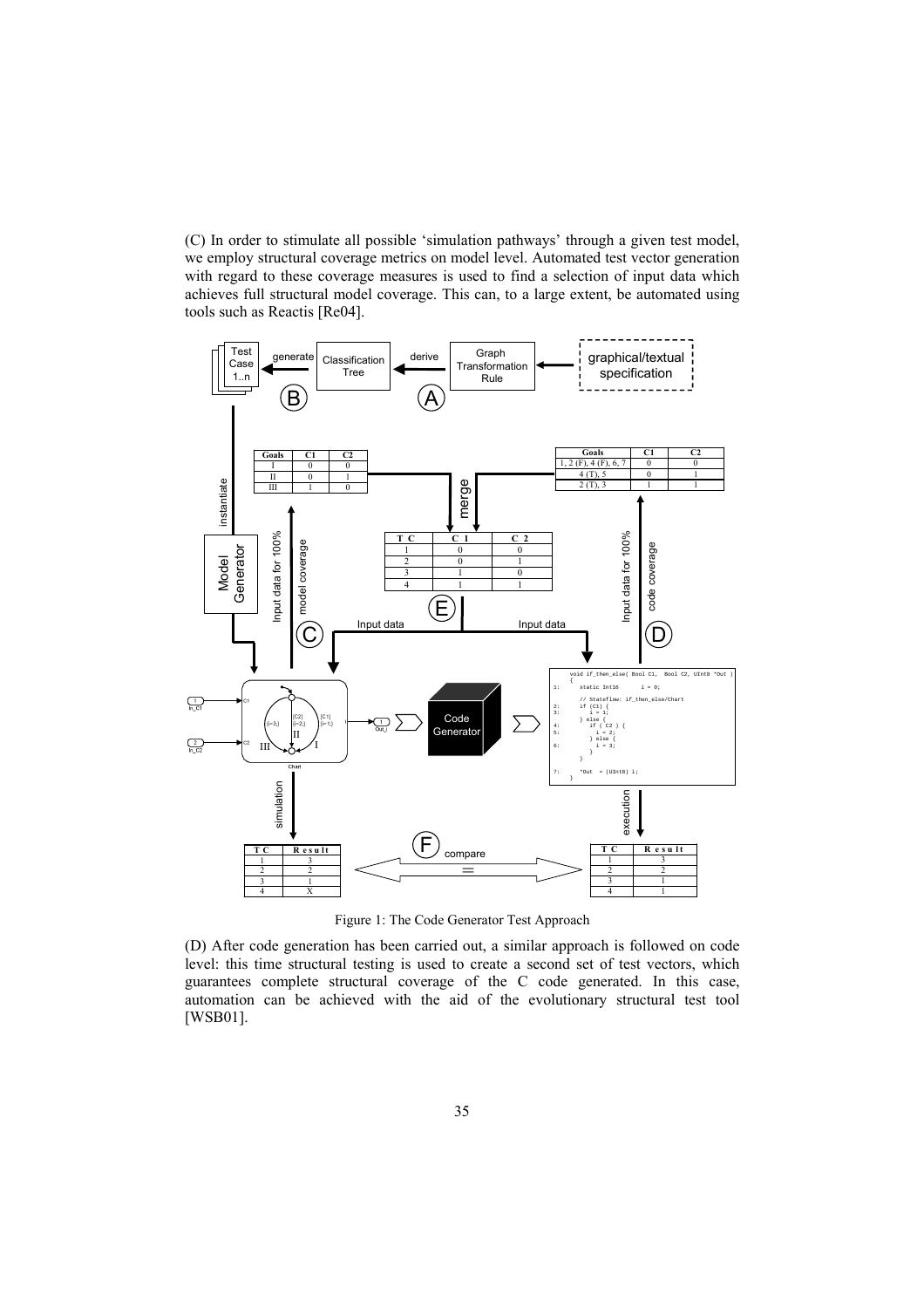(C) In order to stimulate all possible 'simulation pathways' through a given test model, we employ structural coverage metrics on model level. Automated test vector generation with regard to these coverage measures is used to find a selection of input data which achieves full structural model coverage. This can, to a large extent, be automated using tools such as Reactis [Re04].

Figure 1: The Code Generator Test Approach

(D) After code generation has been carried out, a similar approach is followed on code level: this time structural testing is used to create a second set of test vectors, which guarantees complete structural coverage of the C code generated. In this case, automation can be achieved with the aid of the evolutionary structural test tool [WSB01].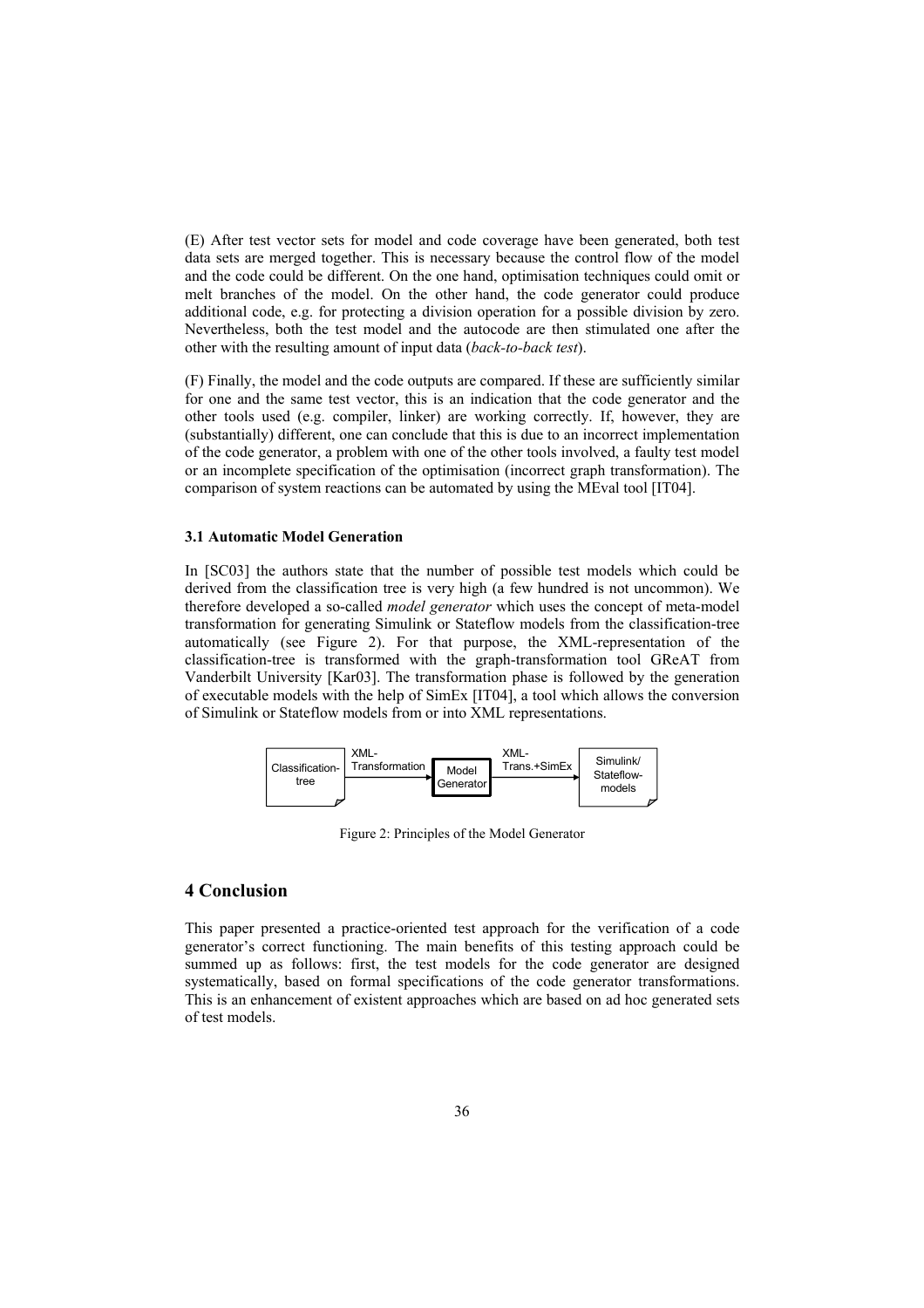(E) After test vector sets for model and code coverage have been generated, both test data sets are merged together. This is necessary because the control flow of the model and the code could be different. On the one hand, optimisation techniques could omit or melt branches of the model. On the other hand, the code generator could produce additional code, e.g. for protecting a division operation for a possible division by zero. Nevertheless, both the test model and the autocode are then stimulated one after the other with the resulting amount of input data (*back-to-back test*).

(F) Finally, the model and the code outputs are compared. If these are sufficiently similar for one and the same test vector, this is an indication that the code generator and the other tools used (e.g. compiler, linker) are working correctly. If, however, they are (substantially) different, one can conclude that this is due to an incorrect implementation of the code generator, a problem with one of the other tools involved, a faulty test model or an incomplete specification of the optimisation (incorrect graph transformation). The comparison of system reactions can be automated by using the MEval tool [IT04].

### 3.1 Automatic Model Generation

In [SC03] the authors state that the number of possible test models which could be derived from the classification tree is very high (a few hundred is not uncommon). We therefore developed a so-called *model generator* which uses the concept of meta-model transformation for generating Simulink or Stateflow models from the classification-tree automatically (see Figure 2). For that purpose, the XML-representation of the classification-tree is transformed with the graph-transformation tool GReAT from Vanderbilt University [Kar03]. The transformation phase is followed by the generation of executable models with the help of SimEx [IT04], a tool which allows the conversion of Simulink or Stateflow models from or into XML representations.

Classification-tree → (XML-Transformation) → Model Generator → (XML-Trans.+SimEx) → Simulink/Stateflow-models

Figure 2: Principles of the Model Generator

## 4 Conclusion

This paper presented a practice-oriented test approach for the verification of a code generator's correct functioning. The main benefits of this testing approach could be summed up as follows: first, the test models for the code generator are designed systematically, based on formal specifications of the code generator transformations. This is an enhancement of existent approaches which are based on ad hoc generated sets of test models.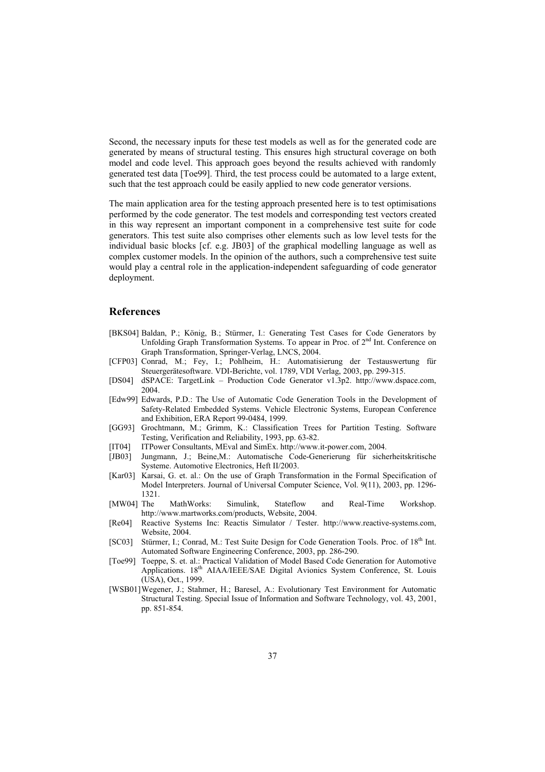Second, the necessary inputs for these test models as well as for the generated code are generated by means of structural testing. This ensures high structural coverage on both model and code level. This approach goes beyond the results achieved with randomly generated test data [Toe99]. Third, the test process could be automated to a large extent, such that the test approach could be easily applied to new code generator versions.

The main application area for the testing approach presented here is to test optimisations performed by the code generator. The test models and corresponding test vectors created in this way represent an important component in a comprehensive test suite for code generators. This test suite also comprises other elements such as low level tests for the individual basic blocks [cf. e.g. JB03] of the graphical modelling language as well as complex customer models. In the opinion of the authors, such a comprehensive test suite would play a central role in the application-independent safeguarding of code generator deployment.

## References

[BKS04] Baldan, P.; König, B.; Stürmer, I.: Generating Test Cases for Code Generators by Unfolding Graph Transformation Systems. To appear in Proc. of 2nd Int. Conference on Graph Transformation, Springer-Verlag, LNCS, 2004.

[CFP03] Conrad, M.; Fey, I.; Pohlheim, H.: Automatisierung der Testauswertung für Steuergerätesoftware. VDI-Berichte, vol. 1789, VDI Verlag, 2003, pp. 299-315.

[DS04] dSPACE: TargetLink – Production Code Generator v1.3p2. http://www.dspace.com, 2004.

[Edw99] Edwards, P.D.: The Use of Automatic Code Generation Tools in the Development of Safety-Related Embedded Systems. Vehicle Electronic Systems, European Conference and Exhibition, ERA Report 99-0484, 1999.

[GG93] Grochtmann, M.; Grimm, K.: Classification Trees for Partition Testing. Software Testing, Verification and Reliability, 1993, pp. 63-82.

[IT04] ITPower Consultants, MEval and SimEx. http://www.it-power.com, 2004.

[JB03] Jungmann, J.; Beine,M.: Automatische Code-Generierung für sicherheitskritische Systeme. Automotive Electronics, Heft II/2003.

[Kar03] Karsai, G. et. al.: On the use of Graph Transformation in the Formal Specification of Model Interpreters. Journal of Universal Computer Science, Vol. 9(11), 2003, pp. 1296-1321.

[MW04] The MathWorks: Simulink, Stateflow and Real-Time Workshop. http://www.martworks.com/products, Website, 2004.

[Re04] Reactive Systems Inc: Reactis Simulator / Tester. http://www.reactive-systems.com, Website, 2004.

[SC03] Stürmer, I.; Conrad, M.: Test Suite Design for Code Generation Tools. Proc. of 18th Int. Automated Software Engineering Conference, 2003, pp. 286-290.

[Toe99] Toeppe, S. et. al.: Practical Validation of Model Based Code Generation for Automotive Applications. 18th AIAA/IEEE/SAE Digital Avionics System Conference, St. Louis (USA), Oct., 1999.

[WSB01] Wegener, J.; Stahmer, H.; Baresel, A.: Evolutionary Test Environment for Automatic Structural Testing. Special Issue of Information and Software Technology, vol. 43, 2001, pp. 851-854.